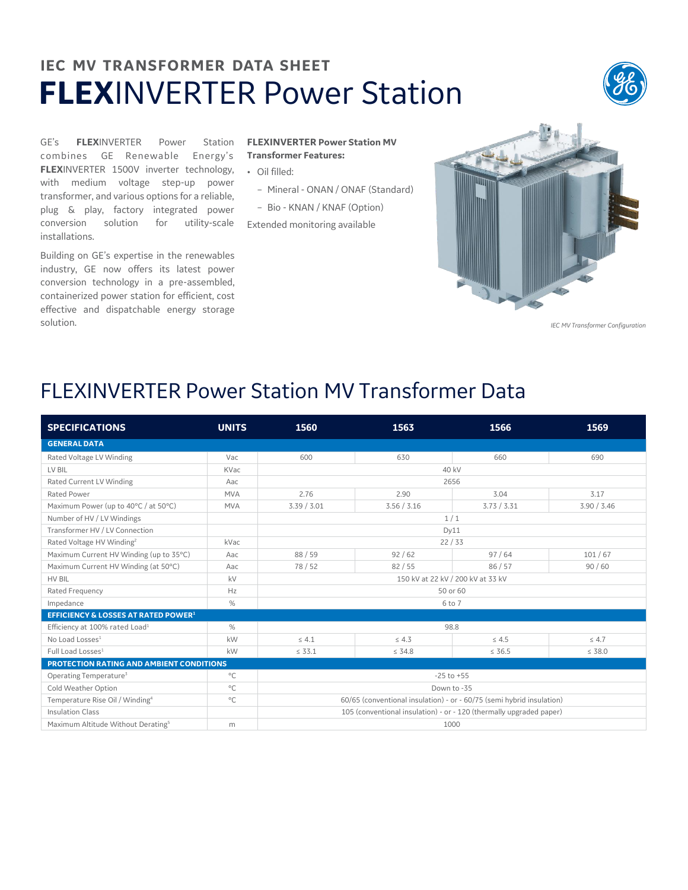## IEC MV TRANSFORMER DATA SHEET

# **FLEX**INVERTER Power Station

GE's **FLEX**INVERTER Power Station combines GE Renewable Energy's **FLEX**INVERTER 1500V inverter technology, with medium voltage step-up power transformer, and various options for a reliable, plug & play, factory integrated power conversion solution for utility-scale installations.

Building on GE's expertise in the renewables industry, GE now offers its latest power conversion technology in a pre-assembled, containerized power station for efficient, cost effective and dispatchable energy storage solution.

**FLEXINVERTER Power Station MV Transformer Features:**

- Oil filled:
  - Mineral - ONAN / ONAF (Standard)
  - Bio - KNAN / KNAF (Option)

Extended monitoring available

*IEC MV Transformer Configuration*

## FLEXINVERTER Power Station MV Transformer Data

| SPECIFICATIONS | UNITS | 1560 | 1563 | 1566 | 1569 |
|---|---|---|---|---|---|
| **GENERAL DATA** | | | | | |
| Rated Voltage LV Winding | Vac | 600 | 630 | 660 | 690 |
| LV BIL | KVac | 40 kV | | | |
| Rated Current LV Winding | Aac | 2656 | | | |
| Rated Power | MVA | 2.76 | 2.90 | 3.04 | 3.17 |
| Maximum Power (up to 40°C / at 50°C) | MVA | 3.39 / 3.01 | 3.56 / 3.16 | 3.73 / 3.31 | 3.90 / 3.46 |
| Number of HV / LV Windings | | 1 / 1 | | | |
| Transformer HV / LV Connection | | Dy11 | | | |
| Rated Voltage HV Winding[2] | kVac | 22 / 33 | | | |
| Maximum Current HV Winding (up to 35°C) | Aac | 88 / 59 | 92 / 62 | 97 / 64 | 101 / 67 |
| Maximum Current HV Winding (at 50°C) | Aac | 78 / 52 | 82 / 55 | 86 / 57 | 90 / 60 |
| HV BIL | kV | 150 kV at 22 kV / 200 kV at 33 kV | | | |
| Rated Frequency | Hz | 50 or 60 | | | |
| Impedance | % | 6 to 7 | | | |
| **EFFICIENCY & LOSSES AT RATED POWER[1]** | | | | | |
| Efficiency at 100% rated Load[1] | % | 98.8 | | | |
| No Load Losses[1] | kW | ≤ 4.1 | ≤ 4.3 | ≤ 4.5 | ≤ 4.7 |
| Full Load Losses[1] | kW | ≤ 33.1 | ≤ 34.8 | ≤ 36.5 | ≤ 38.0 |
| **PROTECTION RATING AND AMBIENT CONDITIONS** | | | | | |
| Operating Temperature[3] | °C | -25 to +55 | | | |
| Cold Weather Option | °C | Down to -35 | | | |
| Temperature Rise Oil / Winding[4] | °C | 60/65 (conventional insulation) - or - 60/75 (semi hybrid insulation) | | | |
| Insulation Class | | 105 (conventional insulation) - or - 120 (thermally upgraded paper) | | | |
| Maximum Altitude Without Derating[5] | m | 1000 | | | |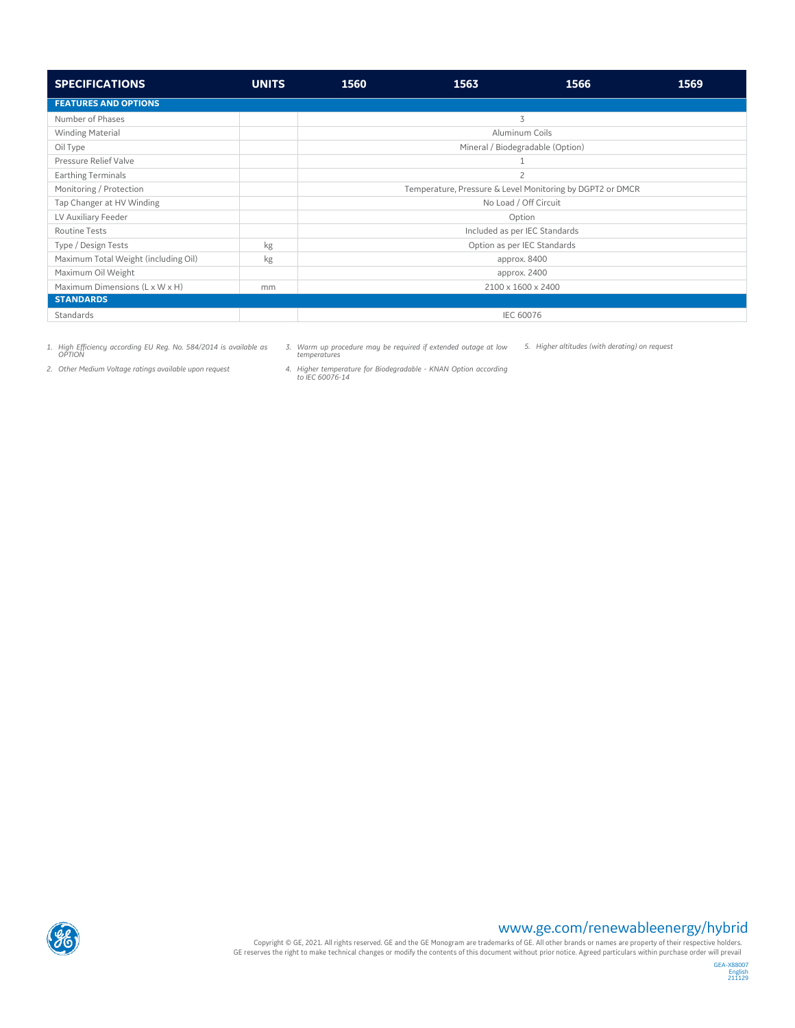| SPECIFICATIONS | UNITS | 1560 | 1563 | 1566 | 1569 |
|---|---|---|---|---|---|
| **FEATURES AND OPTIONS** | | | | | |
| Number of Phases | | 3 | | | |
| Winding Material | | Aluminum Coils | | | |
| Oil Type | | Mineral / Biodegradable (Option) | | | |
| Pressure Relief Valve | | 1 | | | |
| Earthing Terminals | | 2 | | | |
| Monitoring / Protection | | Temperature, Pressure & Level Monitoring by DGPT2 or DMCR | | | |
| Tap Changer at HV Winding | | No Load / Off Circuit | | | |
| LV Auxiliary Feeder | | Option | | | |
| Routine Tests | | Included as per IEC Standards | | | |
| Type / Design Tests | kg | Option as per IEC Standards | | | |
| Maximum Total Weight (including Oil) | kg | approx. 8400 | | | |
| Maximum Oil Weight | | approx. 2400 | | | |
| Maximum Dimensions (L x W x H) | mm | 2100 x 1600 x 2400 | | | |
| **STANDARDS** | | | | | |
| Standards | | IEC 60076 | | | |

1. *High Efficiency according EU Reg. No. 584/2014 is available as OPTION*
2. *Other Medium Voltage ratings available upon request*
3. *Warm up procedure may be required if extended outage at low temperatures*
4. *Higher temperature for Biodegradable - KNAN Option according to IEC 60076-14*
5. *Higher altitudes (with derating) on request*

www.ge.com/renewableenergy/hybrid

Copyright © GE, 2021. All rights reserved. GE and the GE Monogram are trademarks of GE. All other brands or names are property of their respective holders.
GE reserves the right to make technical changes or modify the contents of this document without prior notice. Agreed particulars within purchase order will prevail

GEA-X88007
English
211129